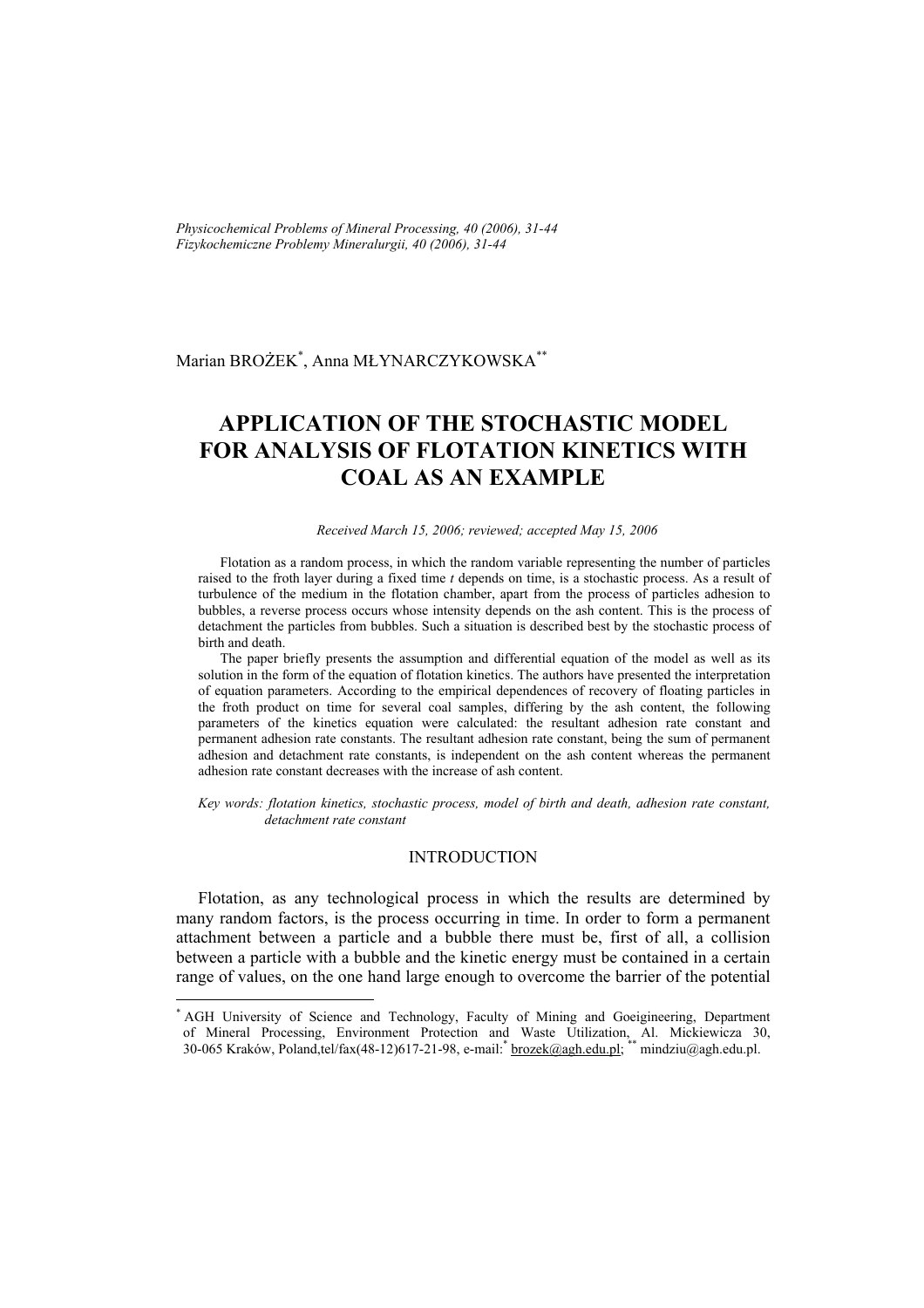Marian BROŻEK[*], Anna MŁYNARCZYKOWSKA[**]

# APPLICATION OF THE STOCHASTIC MODEL FOR ANALYSIS OF FLOTATION KINETICS WITH COAL AS AN EXAMPLE

*Received March 15, 2006; reviewed; accepted May 15, 2006*

Flotation as a random process, in which the random variable representing the number of particles raised to the froth layer during a fixed time *t* depends on time, is a stochastic process. As a result of turbulence of the medium in the flotation chamber, apart from the process of particles adhesion to bubbles, a reverse process occurs whose intensity depends on the ash content. This is the process of detachment the particles from bubbles. Such a situation is described best by the stochastic process of birth and death.

The paper briefly presents the assumption and differential equation of the model as well as its solution in the form of the equation of flotation kinetics. The authors have presented the interpretation of equation parameters. According to the empirical dependences of recovery of floating particles in the froth product on time for several coal samples, differing by the ash content, the following parameters of the kinetics equation were calculated: the resultant adhesion rate constant and permanent adhesion rate constants. The resultant adhesion rate constant, being the sum of permanent adhesion and detachment rate constants, is independent on the ash content whereas the permanent adhesion rate constant decreases with the increase of ash content.

*Key words: flotation kinetics, stochastic process, model of birth and death, adhesion rate constant, detachment rate constant*

## INTRODUCTION

Flotation, as any technological process in which the results are determined by many random factors, is the process occurring in time. In order to form a permanent attachment between a particle and a bubble there must be, first of all, a collision between a particle with a bubble and the kinetic energy must be contained in a certain range of values, on the one hand large enough to overcome the barrier of the potential

---

[*] AGH University of Science and Technology, Faculty of Mining and Goeigineering, Department of Mineral Processing, Environment Protection and Waste Utilization, Al. Mickiewicza 30, 30-065 Kraków, Poland,tel/fax(48-12)617-21-98, e-mail:[*] brozek@agh.edu.pl; [**] mindziu@agh.edu.pl.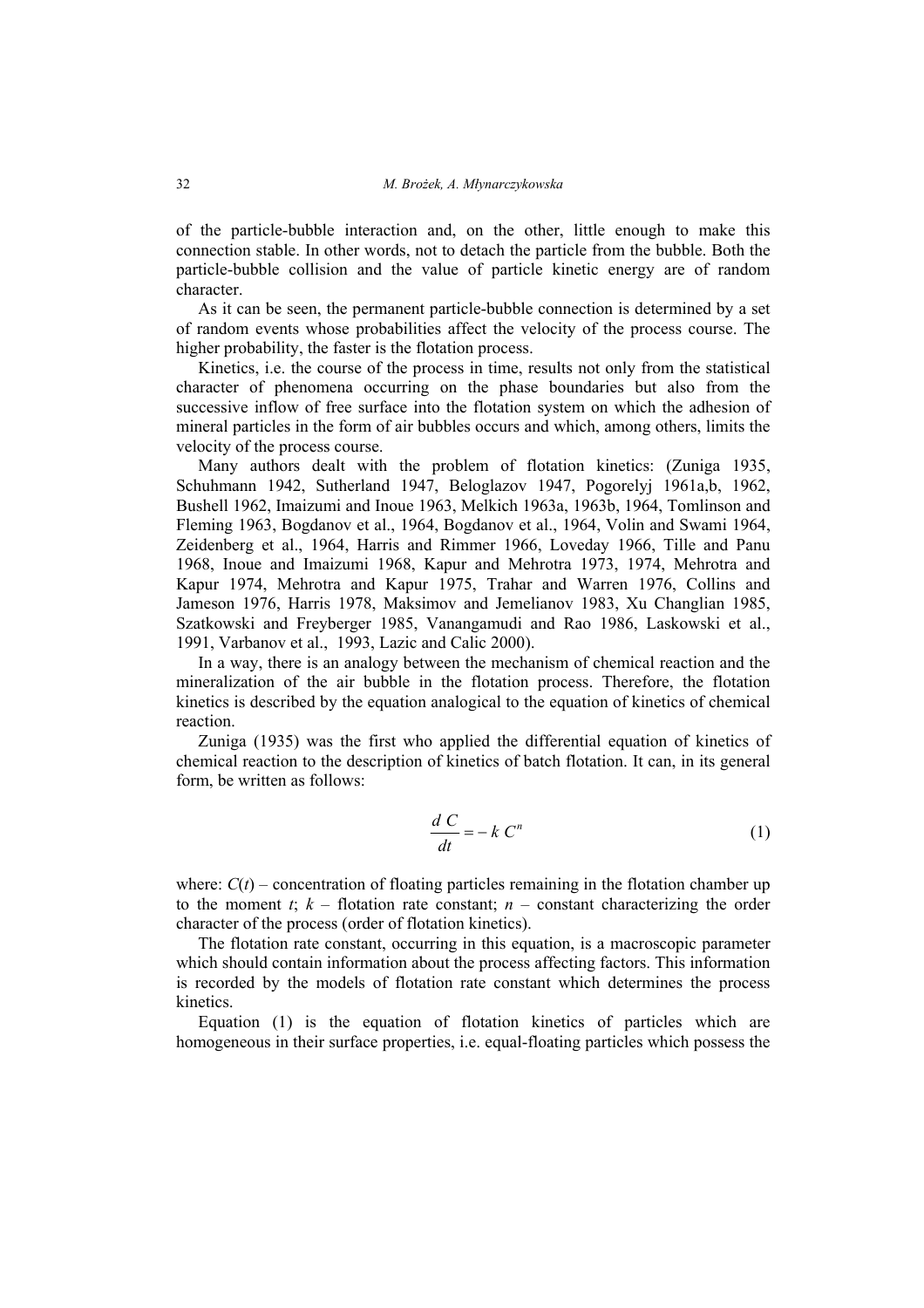of the particle-bubble interaction and, on the other, little enough to make this connection stable. In other words, not to detach the particle from the bubble. Both the particle-bubble collision and the value of particle kinetic energy are of random character.

As it can be seen, the permanent particle-bubble connection is determined by a set of random events whose probabilities affect the velocity of the process course. The higher probability, the faster is the flotation process.

Kinetics, i.e. the course of the process in time, results not only from the statistical character of phenomena occurring on the phase boundaries but also from the successive inflow of free surface into the flotation system on which the adhesion of mineral particles in the form of air bubbles occurs and which, among others, limits the velocity of the process course.

Many authors dealt with the problem of flotation kinetics: (Zuniga 1935, Schuhmann 1942, Sutherland 1947, Beloglazov 1947, Pogorelyj 1961a,b, 1962, Bushell 1962, Imaizumi and Inoue 1963, Melkich 1963a, 1963b, 1964, Tomlinson and Fleming 1963, Bogdanov et al., 1964, Bogdanov et al., 1964, Volin and Swami 1964, Zeidenberg et al., 1964, Harris and Rimmer 1966, Loveday 1966, Tille and Panu 1968, Inoue and Imaizumi 1968, Kapur and Mehrotra 1973, 1974, Mehrotra and Kapur 1974, Mehrotra and Kapur 1975, Trahar and Warren 1976, Collins and Jameson 1976, Harris 1978, Maksimov and Jemelianov 1983, Xu Changlian 1985, Szatkowski and Freyberger 1985, Vanangamudi and Rao 1986, Laskowski et al., 1991, Varbanov et al., 1993, Lazic and Calic 2000).

In a way, there is an analogy between the mechanism of chemical reaction and the mineralization of the air bubble in the flotation process. Therefore, the flotation kinetics is described by the equation analogical to the equation of kinetics of chemical reaction.

Zuniga (1935) was the first who applied the differential equation of kinetics of chemical reaction to the description of kinetics of batch flotation. It can, in its general form, be written as follows:

$$\frac{dC}{dt} = -k\,C^{n} \tag{1}$$

where: $C(t)$ – concentration of floating particles remaining in the flotation chamber up to the moment $t$; $k$ – flotation rate constant; $n$ – constant characterizing the order character of the process (order of flotation kinetics).

The flotation rate constant, occurring in this equation, is a macroscopic parameter which should contain information about the process affecting factors. This information is recorded by the models of flotation rate constant which determines the process kinetics.

Equation (1) is the equation of flotation kinetics of particles which are homogeneous in their surface properties, i.e. equal-floating particles which possess the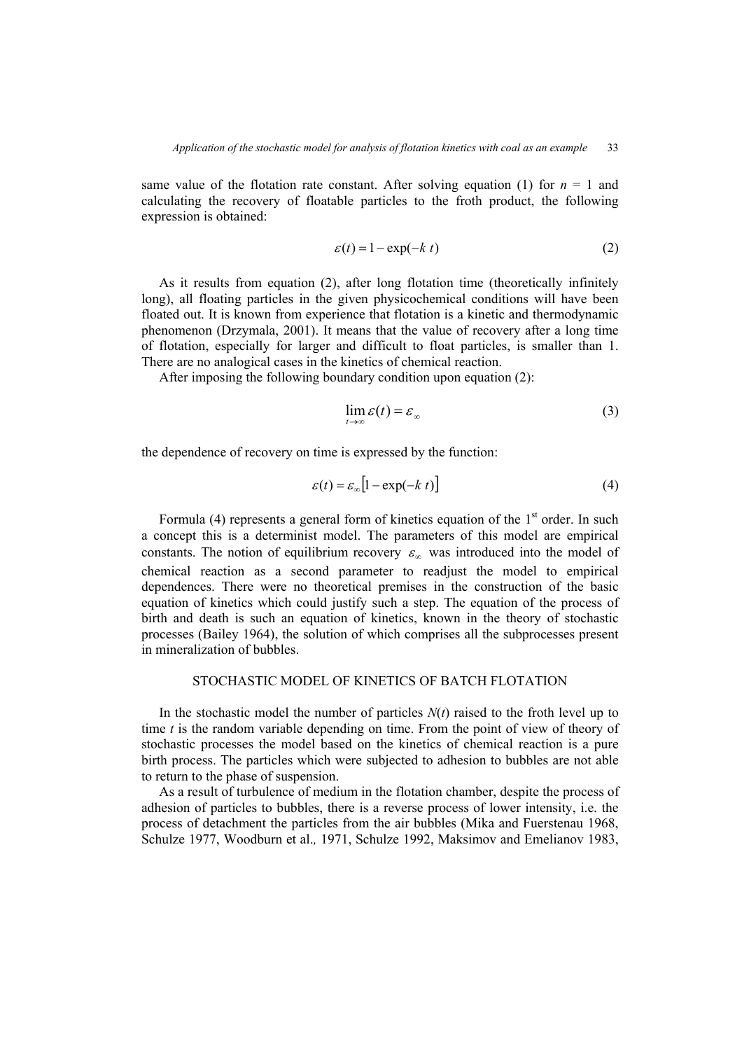same value of the flotation rate constant. After solving equation (1) for $n = 1$ and calculating the recovery of floatable particles to the froth product, the following expression is obtained:

$$\varepsilon(t) = 1 - \exp(-k\,t) \tag{2}$$

As it results from equation (2), after long flotation time (theoretically infinitely long), all floating particles in the given physicochemical conditions will have been floated out. It is known from experience that flotation is a kinetic and thermodynamic phenomenon (Drzymala, 2001). It means that the value of recovery after a long time of flotation, especially for larger and difficult to float particles, is smaller than 1. There are no analogical cases in the kinetics of chemical reaction.

After imposing the following boundary condition upon equation (2):

$$\lim_{t \to \infty} \varepsilon(t) = \varepsilon_{\infty} \tag{3}$$

the dependence of recovery on time is expressed by the function:

$$\varepsilon(t) = \varepsilon_{\infty}\left[1 - \exp(-k\,t)\right] \tag{4}$$

Formula (4) represents a general form of kinetics equation of the 1st order. In such a concept this is a determinist model. The parameters of this model are empirical constants. The notion of equilibrium recovery $\varepsilon_{\infty}$ was introduced into the model of chemical reaction as a second parameter to readjust the model to empirical dependences. There were no theoretical premises in the construction of the basic equation of kinetics which could justify such a step. The equation of the process of birth and death is such an equation of kinetics, known in the theory of stochastic processes (Bailey 1964), the solution of which comprises all the subprocesses present in mineralization of bubbles.

## STOCHASTIC MODEL OF KINETICS OF BATCH FLOTATION

In the stochastic model the number of particles $N(t)$ raised to the froth level up to time $t$ is the random variable depending on time. From the point of view of theory of stochastic processes the model based on the kinetics of chemical reaction is a pure birth process. The particles which were subjected to adhesion to bubbles are not able to return to the phase of suspension.

As a result of turbulence of medium in the flotation chamber, despite the process of adhesion of particles to bubbles, there is a reverse process of lower intensity, i.e. the process of detachment the particles from the air bubbles (Mika and Fuerstenau 1968, Schulze 1977, Woodburn et al., 1971, Schulze 1992, Maksimov and Emelianov 1983,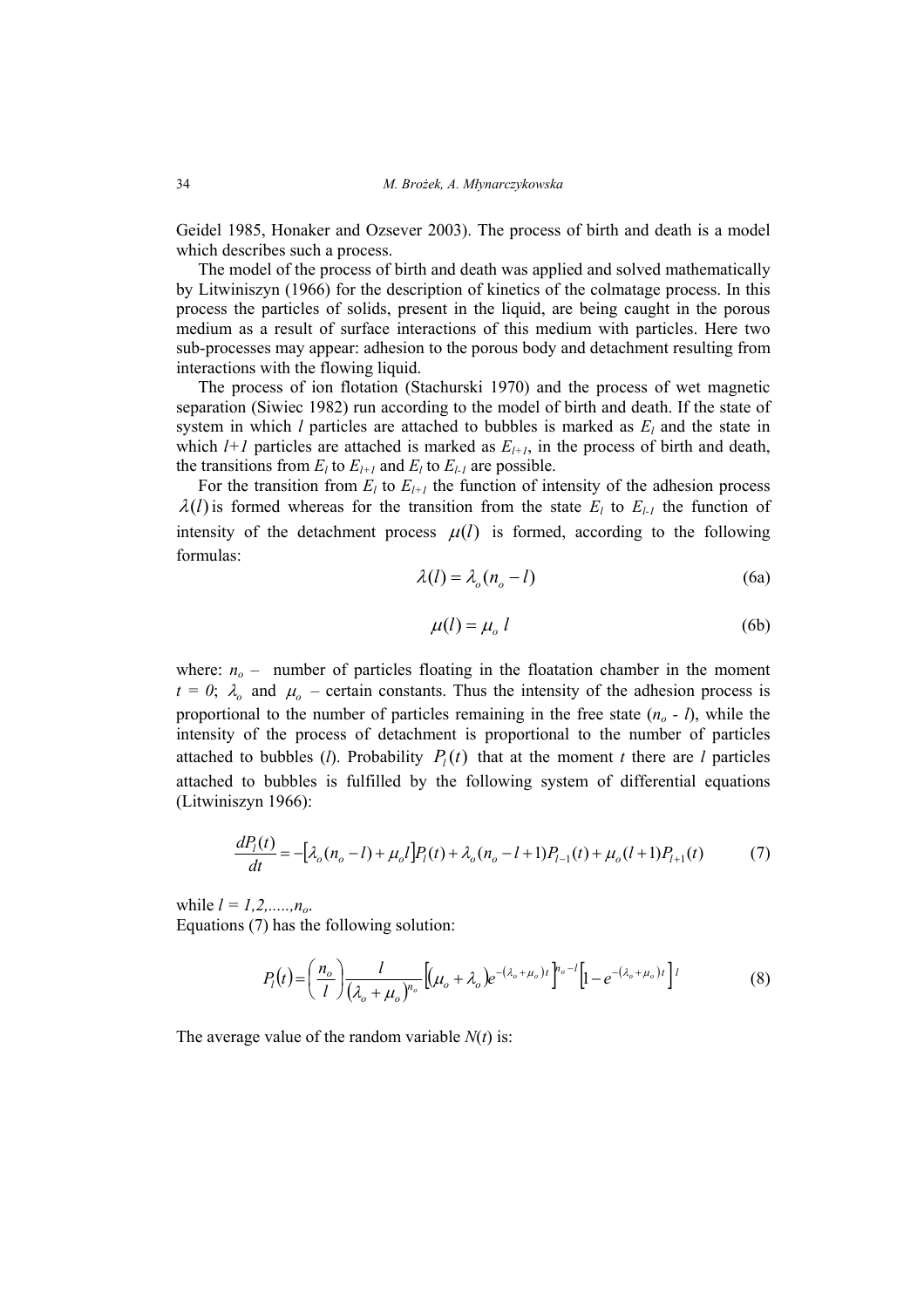Geidel 1985, Honaker and Ozsever 2003). The process of birth and death is a model which describes such a process.

The model of the process of birth and death was applied and solved mathematically by Litwiniszyn (1966) for the description of kinetics of the colmatage process. In this process the particles of solids, present in the liquid, are being caught in the porous medium as a result of surface interactions of this medium with particles. Here two sub-processes may appear: adhesion to the porous body and detachment resulting from interactions with the flowing liquid.

The process of ion flotation (Stachurski 1970) and the process of wet magnetic separation (Siwiec 1982) run according to the model of birth and death. If the state of system in which $l$ particles are attached to bubbles is marked as $E_l$ and the state in which $l+1$ particles are attached is marked as $E_{l+1}$, in the process of birth and death, the transitions from $E_l$ to $E_{l+1}$ and $E_l$ to $E_{l-1}$ are possible.

For the transition from $E_l$ to $E_{l+1}$ the function of intensity of the adhesion process $\lambda(l)$ is formed whereas for the transition from the state $E_l$ to $E_{l-1}$ the function of intensity of the detachment process $\mu(l)$ is formed, according to the following formulas:

$$\lambda(l) = \lambda_o (n_o - l) \tag{6a}$$

$$\mu(l) = \mu_o \, l \tag{6b}$$

where: $n_o$ – number of particles floating in the floatation chamber in the moment $t = 0$; $\lambda_o$ and $\mu_o$ – certain constants. Thus the intensity of the adhesion process is proportional to the number of particles remaining in the free state ($n_o$ - $l$), while the intensity of the process of detachment is proportional to the number of particles attached to bubbles ($l$). Probability $P_l(t)$ that at the moment $t$ there are $l$ particles attached to bubbles is fulfilled by the following system of differential equations (Litwiniszyn 1966):

$$\frac{dP_l(t)}{dt} = -\left[\lambda_o (n_o - l) + \mu_o l\right] P_l(t) + \lambda_o (n_o - l + 1) P_{l-1}(t) + \mu_o (l+1) P_{l+1}(t) \tag{7}$$

while $l = 1,2,.....,n_o$.

Equations (7) has the following solution:

$$P_l(t) = \binom{n_o}{l} \frac{l}{\left(\lambda_o + \mu_o\right)^{n_o}} \left[\left(\mu_o + \lambda_o\right) e^{-\left(\lambda_o + \mu_o\right)t}\right]^{n_o - l} \left[1 - e^{-\left(\lambda_o + \mu_o\right)t}\right]^{l} \tag{8}$$

The average value of the random variable $N(t)$ is: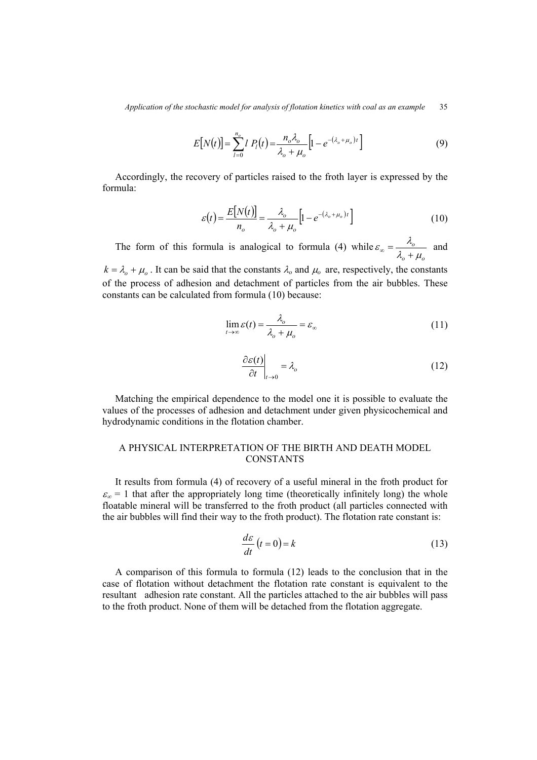$$E[N(t)] = \sum_{l=0}^{n_o} l \, P_l(t) = \frac{n_o \lambda_o}{\lambda_o + \mu_o} \left[ 1 - e^{-(\lambda_o + \mu_o)t} \right] \tag{9}$$

Accordingly, the recovery of particles raised to the froth layer is expressed by the formula:

$$\varepsilon(t) = \frac{E[N(t)]}{n_o} = \frac{\lambda_o}{\lambda_o + \mu_o} \left[ 1 - e^{-(\lambda_o + \mu_o)t} \right] \tag{10}$$

The form of this formula is analogical to formula (4) while $\varepsilon_\infty = \dfrac{\lambda_o}{\lambda_o + \mu_o}$ and $k = \lambda_o + \mu_o$. It can be said that the constants $\lambda_o$ and $\mu_o$ are, respectively, the constants of the process of adhesion and detachment of particles from the air bubbles. These constants can be calculated from formula (10) because:

$$\lim_{t \to \infty} \varepsilon(t) = \frac{\lambda_o}{\lambda_o + \mu_o} = \varepsilon_\infty \tag{11}$$

$$\left. \frac{\partial \varepsilon(t)}{\partial t} \right|_{t \to 0} = \lambda_o \tag{12}$$

Matching the empirical dependence to the model one it is possible to evaluate the values of the processes of adhesion and detachment under given physicochemical and hydrodynamic conditions in the flotation chamber.

## A PHYSICAL INTERPRETATION OF THE BIRTH AND DEATH MODEL CONSTANTS

It results from formula (4) of recovery of a useful mineral in the froth product for $\varepsilon_\infty = 1$ that after the appropriately long time (theoretically infinitely long) the whole floatable mineral will be transferred to the froth product (all particles connected with the air bubbles will find their way to the froth product). The flotation rate constant is:

$$\frac{d\varepsilon}{dt}(t = 0) = k \tag{13}$$

A comparison of this formula to formula (12) leads to the conclusion that in the case of flotation without detachment the flotation rate constant is equivalent to the resultant adhesion rate constant. All the particles attached to the air bubbles will pass to the froth product. None of them will be detached from the flotation aggregate.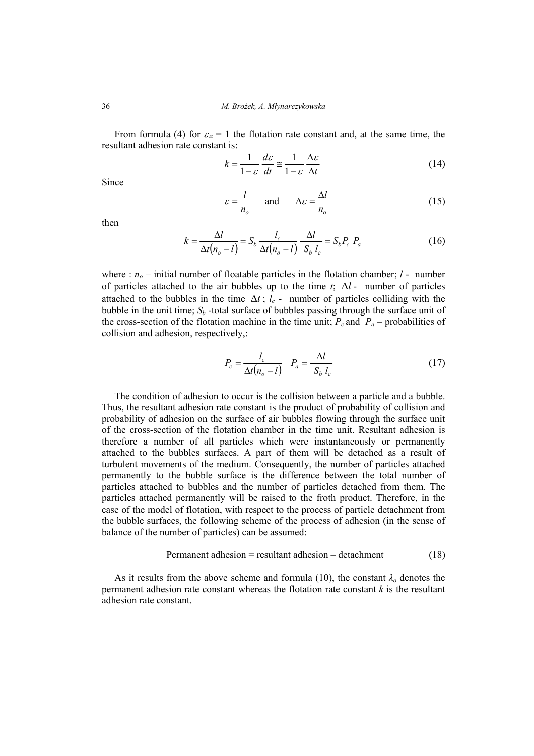From formula (4) for $\varepsilon_\infty = 1$ the flotation rate constant and, at the same time, the resultant adhesion rate constant is:

$$k = \frac{1}{1-\varepsilon}\frac{d\varepsilon}{dt} \cong \frac{1}{1-\varepsilon}\frac{\Delta\varepsilon}{\Delta t} \tag{14}$$

Since

$$\varepsilon = \frac{l}{n_o} \quad \text{and} \quad \Delta\varepsilon = \frac{\Delta l}{n_o} \tag{15}$$

then

$$k = \frac{\Delta l}{\Delta t(n_o - l)} = S_b \frac{l_c}{\Delta t(n_o - l)} \frac{\Delta l}{S_b\, l_c} = S_b P_c\, P_a \tag{16}$$

where : $n_o$ – initial number of floatable particles in the flotation chamber; $l$ - number of particles attached to the air bubbles up to the time $t$; $\Delta l$ - number of particles attached to the bubbles in the time $\Delta t$; $l_c$ - number of particles colliding with the bubble in the unit time; $S_b$ -total surface of bubbles passing through the surface unit of the cross-section of the flotation machine in the time unit; $P_c$ and $P_a$ – probabilities of collision and adhesion, respectively,:

$$P_c = \frac{l_c}{\Delta t(n_o - l)} \quad P_a = \frac{\Delta l}{S_b\, l_c} \tag{17}$$

The condition of adhesion to occur is the collision between a particle and a bubble. Thus, the resultant adhesion rate constant is the product of probability of collision and probability of adhesion on the surface of air bubbles flowing through the surface unit of the cross-section of the flotation chamber in the time unit. Resultant adhesion is therefore a number of all particles which were instantaneously or permanently attached to the bubbles surfaces. A part of them will be detached as a result of turbulent movements of the medium. Consequently, the number of particles attached permanently to the bubble surface is the difference between the total number of particles attached to bubbles and the number of particles detached from them. The particles attached permanently will be raised to the froth product. Therefore, in the case of the model of flotation, with respect to the process of particle detachment from the bubble surfaces, the following scheme of the process of adhesion (in the sense of balance of the number of particles) can be assumed:

Permanent adhesion = resultant adhesion – detachment (18)

As it results from the above scheme and formula (10), the constant $\lambda_o$ denotes the permanent adhesion rate constant whereas the flotation rate constant $k$ is the resultant adhesion rate constant.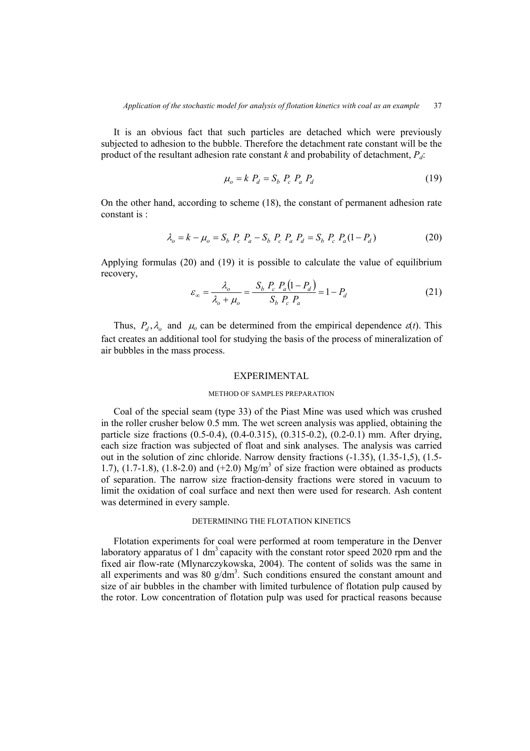It is an obvious fact that such particles are detached which were previously subjected to adhesion to the bubble. Therefore the detachment rate constant will be the product of the resultant adhesion rate constant $k$ and probability of detachment, $P_d$:

$$\mu_o = k\ P_d = S_b\ P_c\ P_a\ P_d \tag{19}$$

On the other hand, according to scheme (18), the constant of permanent adhesion rate constant is :

$$\lambda_o = k - \mu_o = S_b\ P_c\ P_a - S_b\ P_c\ P_a\ P_d = S_b\ P_c\ P_a (1 - P_d) \tag{20}$$

Applying formulas (20) and (19) it is possible to calculate the value of equilibrium recovery,

$$\varepsilon_\infty = \frac{\lambda_o}{\lambda_o + \mu_o} = \frac{S_b\ P_c\ P_a (1 - P_d)}{S_b\ P_c\ P_a} = 1 - P_d \tag{21}$$

Thus, $P_d, \lambda_o$ and $\mu_o$ can be determined from the empirical dependence $\varepsilon(t)$. This fact creates an additional tool for studying the basis of the process of mineralization of air bubbles in the mass process.

## EXPERIMENTAL

### METHOD OF SAMPLES PREPARATION

Coal of the special seam (type 33) of the Piast Mine was used which was crushed in the roller crusher below 0.5 mm. The wet screen analysis was applied, obtaining the particle size fractions (0.5-0.4), (0.4-0.315), (0.315-0.2), (0.2-0.1) mm. After drying, each size fraction was subjected of float and sink analyses. The analysis was carried out in the solution of zinc chloride. Narrow density fractions (-1.35), (1.35-1,5), (1.5-1.7), (1.7-1.8), (1.8-2.0) and (+2.0) Mg/m$^3$ of size fraction were obtained as products of separation. The narrow size fraction-density fractions were stored in vacuum to limit the oxidation of coal surface and next then were used for research. Ash content was determined in every sample.

### DETERMINING THE FLOTATION KINETICS

Flotation experiments for coal were performed at room temperature in the Denver laboratory apparatus of 1 dm$^3$ capacity with the constant rotor speed 2020 rpm and the fixed air flow-rate (Mlynarczykowska, 2004). The content of solids was the same in all experiments and was 80 g/dm$^3$. Such conditions ensured the constant amount and size of air bubbles in the chamber with limited turbulence of flotation pulp caused by the rotor. Low concentration of flotation pulp was used for practical reasons because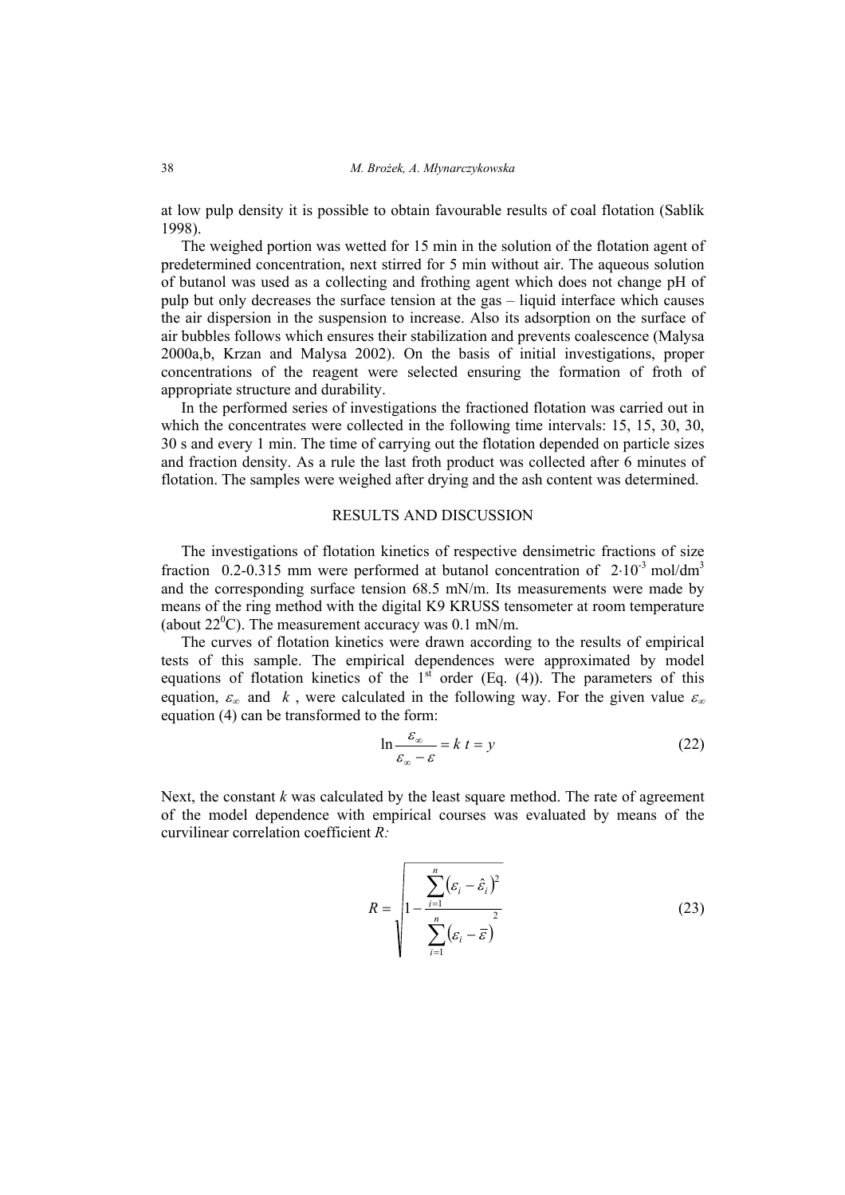at low pulp density it is possible to obtain favourable results of coal flotation (Sablik 1998).

The weighed portion was wetted for 15 min in the solution of the flotation agent of predetermined concentration, next stirred for 5 min without air. The aqueous solution of butanol was used as a collecting and frothing agent which does not change pH of pulp but only decreases the surface tension at the gas – liquid interface which causes the air dispersion in the suspension to increase. Also its adsorption on the surface of air bubbles follows which ensures their stabilization and prevents coalescence (Malysa 2000a,b, Krzan and Malysa 2002). On the basis of initial investigations, proper concentrations of the reagent were selected ensuring the formation of froth of appropriate structure and durability.

In the performed series of investigations the fractioned flotation was carried out in which the concentrates were collected in the following time intervals: 15, 15, 30, 30, 30 s and every 1 min. The time of carrying out the flotation depended on particle sizes and fraction density. As a rule the last froth product was collected after 6 minutes of flotation. The samples were weighed after drying and the ash content was determined.

## RESULTS AND DISCUSSION

The investigations of flotation kinetics of respective densimetric fractions of size fraction 0.2-0.315 mm were performed at butanol concentration of $2 \cdot 10^{-3}$ mol/dm$^3$ and the corresponding surface tension 68.5 mN/m. Its measurements were made by means of the ring method with the digital K9 KRUSS tensometer at room temperature (about 22$^0$C). The measurement accuracy was 0.1 mN/m.

The curves of flotation kinetics were drawn according to the results of empirical tests of this sample. The empirical dependences were approximated by model equations of flotation kinetics of the 1$^{st}$ order (Eq. (4)). The parameters of this equation, $\varepsilon_\infty$ and $k$, were calculated in the following way. For the given value $\varepsilon_\infty$ equation (4) can be transformed to the form:

$$\ln \frac{\varepsilon_\infty}{\varepsilon_\infty - \varepsilon} = k\, t = y \tag{22}$$

Next, the constant *k* was calculated by the least square method. The rate of agreement of the model dependence with empirical courses was evaluated by means of the curvilinear correlation coefficient *R:*

$$R = \sqrt{1 - \frac{\sum_{i=1}^{n} \left(\varepsilon_i - \hat{\varepsilon}_i\right)^2}{\sum_{i=1}^{n} \left(\varepsilon_i - \bar{\varepsilon}\right)^2}} \tag{23}$$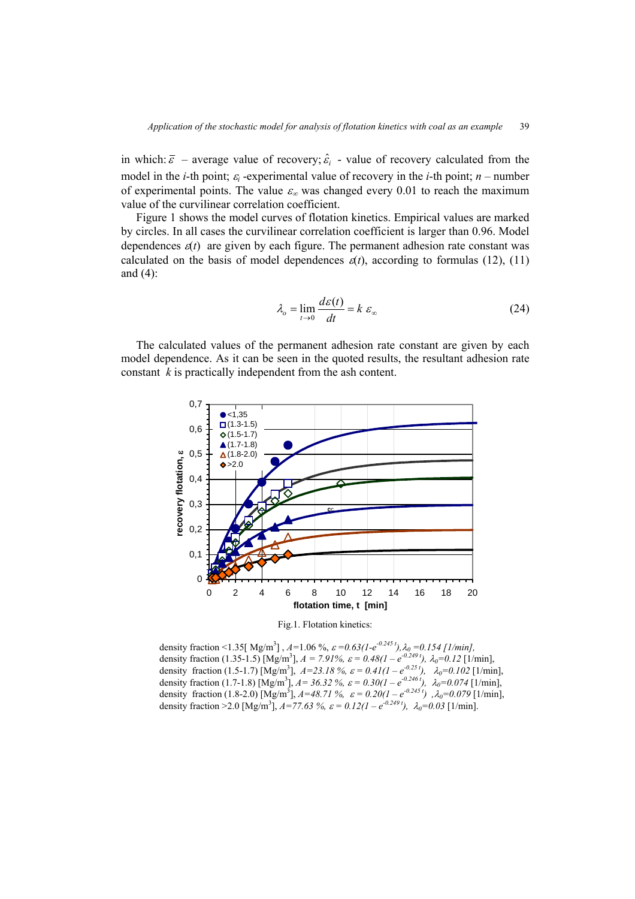in which: $\bar{\varepsilon}$ – average value of recovery; $\hat{\varepsilon}_i$ - value of recovery calculated from the model in the $i$-th point; $\varepsilon_i$ -experimental value of recovery in the $i$-th point; $n$ – number of experimental points. The value $\varepsilon_\infty$ was changed every 0.01 to reach the maximum value of the curvilinear correlation coefficient.

Figure 1 shows the model curves of flotation kinetics. Empirical values are marked by circles. In all cases the curvilinear correlation coefficient is larger than 0.96. Model dependences $\varepsilon(t)$ are given by each figure. The permanent adhesion rate constant was calculated on the basis of model dependences $\varepsilon(t)$, according to formulas (12), (11) and (4):

$$\lambda_o = \lim_{t \to 0} \frac{d\varepsilon(t)}{dt} = k\, \varepsilon_\infty \tag{24}$$

The calculated values of the permanent adhesion rate constant are given by each model dependence. As it can be seen in the quoted results, the resultant adhesion rate constant $k$ is practically independent from the ash content.

Fig.1. Flotation kinetics:

density fraction <1.35[ Mg/m$^3$] , $A$=1.06 %, $\varepsilon = 0.63(1\text{-}e^{-0.245\,t})$, $\lambda_0$ =0.154 [1/min],
density fraction (1.35-1.5) [Mg/m$^3$], $A$ = 7.91%, $\varepsilon = 0.48(1 - e^{-0.249\,t})$, $\lambda_0$=0.12 [1/min],
density fraction (1.5-1.7) [Mg/m$^3$], $A$=23.18 %, $\varepsilon = 0.41(1 - e^{-0.25\,t})$, $\lambda_0$=0.102 [1/min],
density fraction (1.7-1.8) [Mg/m$^3$], $A$= 36.32 %, $\varepsilon = 0.30(1 - e^{-0.246\,t})$, $\lambda_0$=0.074 [1/min],
density fraction (1.8-2.0) [Mg/m$^3$], $A$=48.71 %, $\varepsilon = 0.20(1 - e^{-0.245\,t})$ , $\lambda_0$=0.079 [1/min],
density fraction >2.0 [Mg/m$^3$], $A$=77.63 %, $\varepsilon = 0.12(1 - e^{-0.249\,t})$, $\lambda_0$=0.03 [1/min].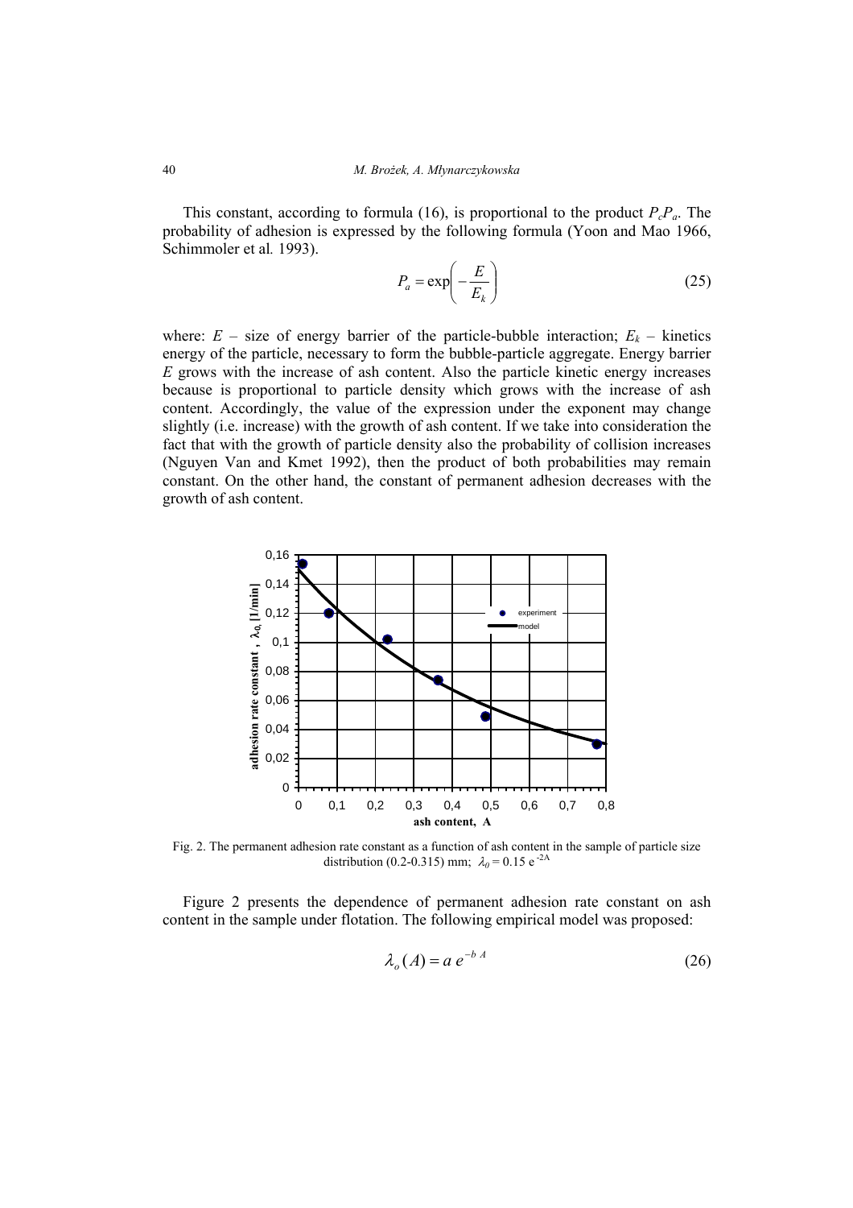This constant, according to formula (16), is proportional to the product $P_c P_a$. The probability of adhesion is expressed by the following formula (Yoon and Mao 1966, Schimmoler et al*.* 1993).

$$P_a = \exp\left(-\frac{E}{E_k}\right) \tag{25}$$

where: $E$ – size of energy barrier of the particle-bubble interaction; $E_k$ – kinetics energy of the particle, necessary to form the bubble-particle aggregate. Energy barrier $E$ grows with the increase of ash content. Also the particle kinetic energy increases because is proportional to particle density which grows with the increase of ash content. Accordingly, the value of the expression under the exponent may change slightly (i.e. increase) with the growth of ash content. If we take into consideration the fact that with the growth of particle density also the probability of collision increases (Nguyen Van and Kmet 1992), then the product of both probabilities may remain constant. On the other hand, the constant of permanent adhesion decreases with the growth of ash content.

Fig. 2. The permanent adhesion rate constant as a function of ash content in the sample of particle size distribution (0.2-0.315) mm; $\lambda_0 = 0.15\ e^{-2A}$

Figure 2 presents the dependence of permanent adhesion rate constant on ash content in the sample under flotation. The following empirical model was proposed:

$$\lambda_o(A) = a\, e^{-b\,A} \tag{26}$$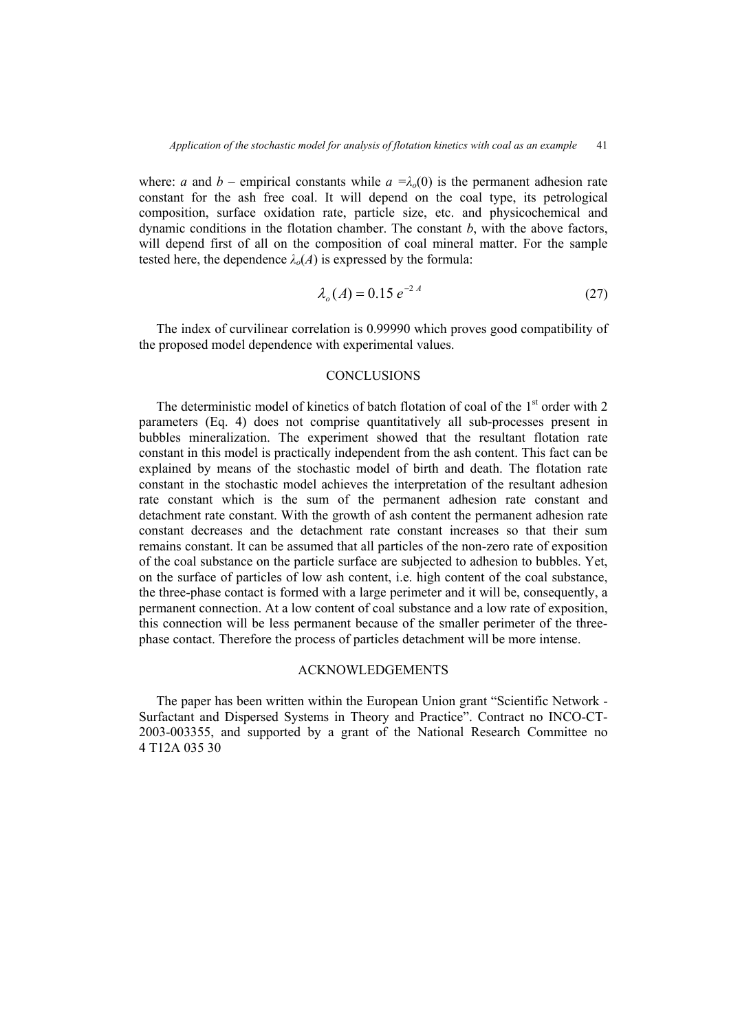where: $a$ and $b$ – empirical constants while $a = \lambda_o(0)$ is the permanent adhesion rate constant for the ash free coal. It will depend on the coal type, its petrological composition, surface oxidation rate, particle size, etc. and physicochemical and dynamic conditions in the flotation chamber. The constant $b$, with the above factors, will depend first of all on the composition of coal mineral matter. For the sample tested here, the dependence $\lambda_o(A)$ is expressed by the formula:

$$\lambda_o(A) = 0.15\, e^{-2A} \tag{27}$$

The index of curvilinear correlation is 0.99990 which proves good compatibility of the proposed model dependence with experimental values.

## CONCLUSIONS

The deterministic model of kinetics of batch flotation of coal of the 1st order with 2 parameters (Eq. 4) does not comprise quantitatively all sub-processes present in bubbles mineralization. The experiment showed that the resultant flotation rate constant in this model is practically independent from the ash content. This fact can be explained by means of the stochastic model of birth and death. The flotation rate constant in the stochastic model achieves the interpretation of the resultant adhesion rate constant which is the sum of the permanent adhesion rate constant and detachment rate constant. With the growth of ash content the permanent adhesion rate constant decreases and the detachment rate constant increases so that their sum remains constant. It can be assumed that all particles of the non-zero rate of exposition of the coal substance on the particle surface are subjected to adhesion to bubbles. Yet, on the surface of particles of low ash content, i.e. high content of the coal substance, the three-phase contact is formed with a large perimeter and it will be, consequently, a permanent connection. At a low content of coal substance and a low rate of exposition, this connection will be less permanent because of the smaller perimeter of the three-phase contact. Therefore the process of particles detachment will be more intense.

## ACKNOWLEDGEMENTS

The paper has been written within the European Union grant "Scientific Network - Surfactant and Dispersed Systems in Theory and Practice". Contract no INCO-CT-2003-003355, and supported by a grant of the National Research Committee no 4 T12A 035 30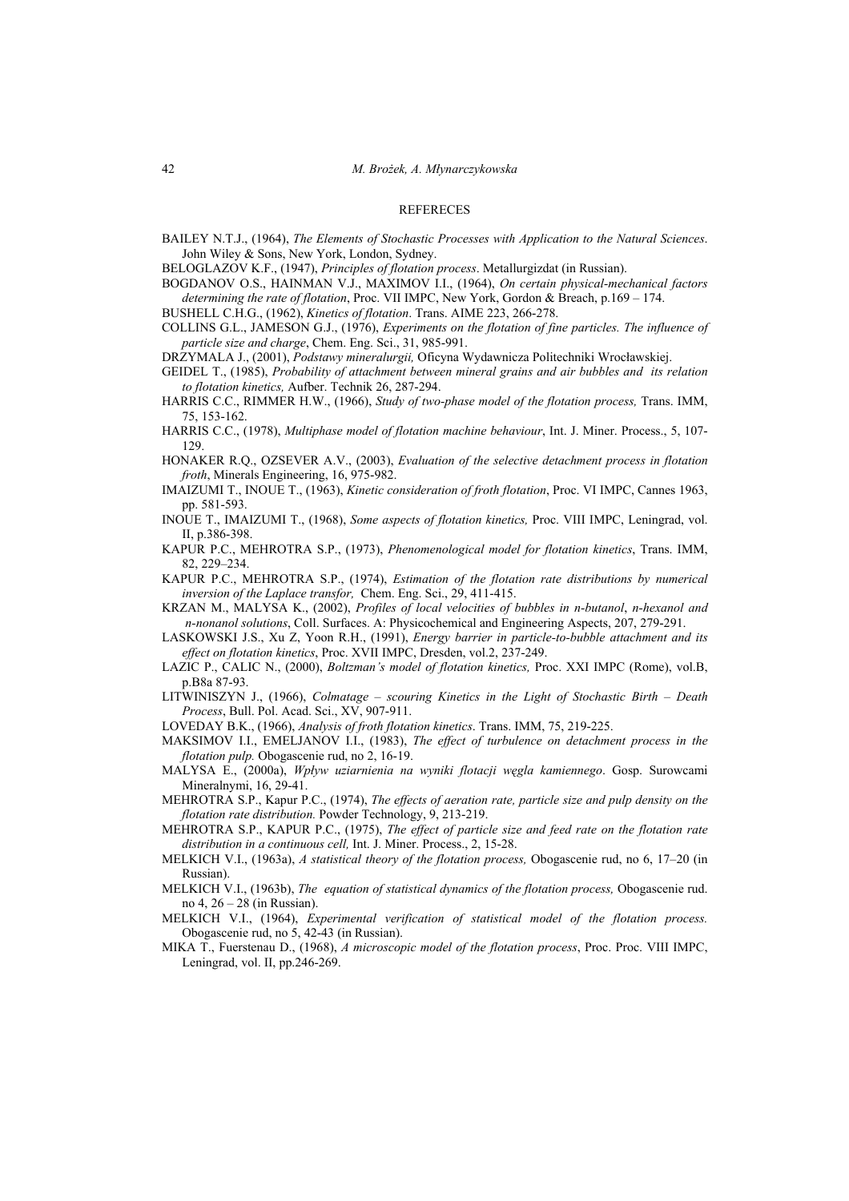## REFERECES

BAILEY N.T.J., (1964), *The Elements of Stochastic Processes with Application to the Natural Sciences*. John Wiley & Sons, New York, London, Sydney.

BELOGLAZOV K.F., (1947), *Principles of flotation process*. Metallurgizdat (in Russian).

BOGDANOV O.S., HAINMAN V.J., MAXIMOV I.I., (1964), *On certain physical-mechanical factors determining the rate of flotation*, Proc. VII IMPC, New York, Gordon & Breach, p.169 – 174.

BUSHELL C.H.G., (1962), *Kinetics of flotation*. Trans. AIME 223, 266-278.

COLLINS G.L., JAMESON G.J., (1976), *Experiments on the flotation of fine particles. The influence of particle size and charge*, Chem. Eng. Sci., 31, 985-991.

DRZYMALA J., (2001), *Podstawy mineralurgii,* Oficyna Wydawnicza Politechniki Wrocławskiej.

GEIDEL T., (1985), *Probability of attachment between mineral grains and air bubbles and its relation to flotation kinetics,* Aufber. Technik 26, 287-294.

HARRIS C.C., RIMMER H.W., (1966), *Study of two-phase model of the flotation process,* Trans. IMM, 75, 153-162.

HARRIS C.C., (1978), *Multiphase model of flotation machine behaviour*, Int. J. Miner. Process., 5, 107-129.

HONAKER R.Q., OZSEVER A.V., (2003), *Evaluation of the selective detachment process in flotation froth*, Minerals Engineering, 16, 975-982.

IMAIZUMI T., INOUE T., (1963), *Kinetic consideration of froth flotation*, Proc. VI IMPC, Cannes 1963, pp. 581-593.

INOUE T., IMAIZUMI T., (1968), *Some aspects of flotation kinetics,* Proc. VIII IMPC, Leningrad, vol. II, p.386-398.

KAPUR P.C., MEHROTRA S.P., (1973), *Phenomenological model for flotation kinetics*, Trans. IMM, 82, 229–234.

KAPUR P.C., MEHROTRA S.P., (1974), *Estimation of the flotation rate distributions by numerical inversion of the Laplace transfor,* Chem. Eng. Sci., 29, 411-415.

KRZAN M., MALYSA K., (2002), *Profiles of local velocities of bubbles in n-butanol*, *n-hexanol and n-nonanol solutions*, Coll. Surfaces. A: Physicochemical and Engineering Aspects, 207, 279-291.

LASKOWSKI J.S., Xu Z, Yoon R.H., (1991), *Energy barrier in particle-to-bubble attachment and its effect on flotation kinetics*, Proc. XVII IMPC, Dresden, vol.2, 237-249.

LAZIC P., CALIC N., (2000), *Boltzman's model of flotation kinetics,* Proc. XXI IMPC (Rome), vol.B, p.B8a 87-93.

LITWINISZYN J., (1966), *Colmatage – scouring Kinetics in the Light of Stochastic Birth – Death Process*, Bull. Pol. Acad. Sci., XV, 907-911.

LOVEDAY B.K., (1966), *Analysis of froth flotation kinetics*. Trans. IMM, 75, 219-225.

MAKSIMOV I.I., EMELJANOV I.I., (1983), *The effect of turbulence on detachment process in the flotation pulp.* Obogascenie rud, no 2, 16-19.

MALYSA E., (2000a), *Wpływ uziarnienia na wyniki flotacji węgla kamiennego*. Gosp. Surowcami Mineralnymi, 16, 29-41.

MEHROTRA S.P., Kapur P.C., (1974), *The effects of aeration rate, particle size and pulp density on the flotation rate distribution.* Powder Technology, 9, 213-219.

MEHROTRA S.P., KAPUR P.C., (1975), *The effect of particle size and feed rate on the flotation rate distribution in a continuous cell,* Int. J. Miner. Process., 2, 15-28.

MELKICH V.I., (1963a), *A statistical theory of the flotation process,* Obogascenie rud, no 6, 17–20 (in Russian).

MELKICH V.I., (1963b), *The equation of statistical dynamics of the flotation process,* Obogascenie rud. no 4, 26 – 28 (in Russian).

MELKICH V.I., (1964), *Experimental verification of statistical model of the flotation process.* Obogascenie rud, no 5, 42-43 (in Russian).

MIKA T., Fuerstenau D., (1968), *A microscopic model of the flotation process*, Proc. Proc. VIII IMPC, Leningrad, vol. II, pp.246-269.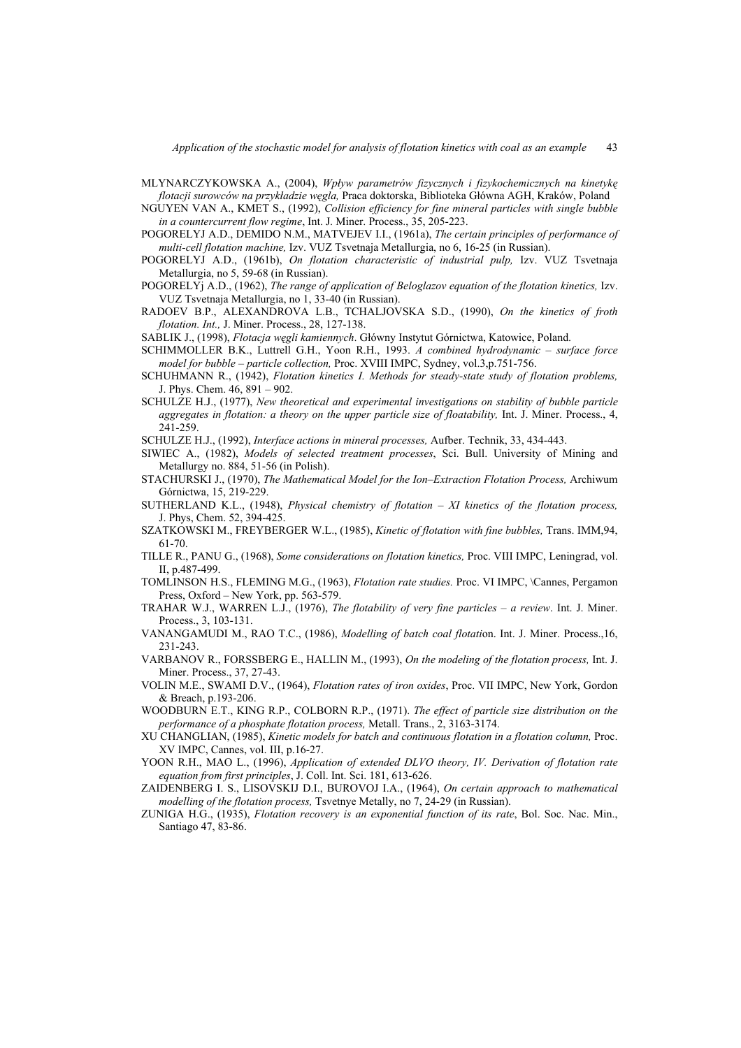MLYNARCZYKOWSKA A., (2004), *Wpływ parametrów fizycznych i fizykochemicznych na kinetykę flotacji surowców na przykładzie węgla,* Praca doktorska, Biblioteka Główna AGH, Kraków, Poland

NGUYEN VAN A., KMET S., (1992), *Collision efficiency for fine mineral particles with single bubble in a countercurrent flow regime*, Int. J. Miner. Process., 35, 205-223.

POGORELYJ A.D., DEMIDO N.M., MATVEJEV I.I., (1961a), *The certain principles of performance of multi-cell flotation machine,* Izv. VUZ Tsvetnaja Metallurgia, no 6, 16-25 (in Russian).

POGORELYJ A.D., (1961b), *On flotation characteristic of industrial pulp,* Izv. VUZ Tsvetnaja Metallurgia, no 5, 59-68 (in Russian).

POGORELYj A.D., (1962), *The range of application of Beloglazov equation of the flotation kinetics,* Izv. VUZ Tsvetnaja Metallurgia, no 1, 33-40 (in Russian).

RADOEV B.P., ALEXANDROVA L.B., TCHALJOVSKA S.D., (1990), *On the kinetics of froth flotation. Int.,* J. Miner. Process., 28, 127-138.

SABLIK J., (1998), *Flotacja węgli kamiennych*. Główny Instytut Górnictwa, Katowice, Poland.

SCHIMMOLLER B.K., Luttrell G.H., Yoon R.H., 1993. *A combined hydrodynamic – surface force model for bubble – particle collection,* Proc. XVIII IMPC, Sydney, vol.3,p.751-756.

SCHUHMANN R., (1942), *Flotation kinetics I. Methods for steady-state study of flotation problems,* J. Phys. Chem. 46, 891 – 902.

SCHULZE H.J., (1977), *New theoretical and experimental investigations on stability of bubble particle aggregates in flotation: a theory on the upper particle size of floatability,* Int. J. Miner. Process., 4, 241-259.

SCHULZE H.J., (1992), *Interface actions in mineral processes,* Aufber. Technik, 33, 434-443.

SIWIEC A., (1982), *Models of selected treatment processes*, Sci. Bull. University of Mining and Metallurgy no. 884, 51-56 (in Polish).

STACHURSKI J., (1970), *The Mathematical Model for the Ion–Extraction Flotation Process,* Archiwum Górnictwa, 15, 219-229.

SUTHERLAND K.L., (1948), *Physical chemistry of flotation – XI kinetics of the flotation process,* J. Phys, Chem. 52, 394-425.

SZATKOWSKI M., FREYBERGER W.L., (1985), *Kinetic of flotation with fine bubbles,* Trans. IMM,94, 61-70.

TILLE R., PANU G., (1968), *Some considerations on flotation kinetics,* Proc. VIII IMPC, Leningrad, vol. II, p.487-499.

TOMLINSON H.S., FLEMING M.G., (1963), *Flotation rate studies.* Proc. VI IMPC, \Cannes, Pergamon Press, Oxford – New York, pp. 563-579.

TRAHAR W.J., WARREN L.J., (1976), *The flotability of very fine particles – a review*. Int. J. Miner. Process., 3, 103-131.

VANANGAMUDI M., RAO T.C., (1986), *Modelling of batch coal flotati*on. Int. J. Miner. Process.,16, 231-243.

VARBANOV R., FORSSBERG E., HALLIN M., (1993), *On the modeling of the flotation process,* Int. J. Miner. Process., 37, 27-43.

VOLIN M.E., SWAMI D.V., (1964), *Flotation rates of iron oxides*, Proc. VII IMPC, New York, Gordon & Breach, p.193-206.

WOODBURN E.T., KING R.P., COLBORN R.P., (1971). *The effect of particle size distribution on the performance of a phosphate flotation process,* Metall. Trans., 2, 3163-3174.

XU CHANGLIAN, (1985), *Kinetic models for batch and continuous flotation in a flotation column,* Proc. XV IMPC, Cannes, vol. III, p.16-27.

YOON R.H., MAO L., (1996), *Application of extended DLVO theory, IV. Derivation of flotation rate equation from first principles*, J. Coll. Int. Sci. 181, 613-626.

ZAIDENBERG I. S., LISOVSKIJ D.I., BUROVOJ I.A., (1964), *On certain approach to mathematical modelling of the flotation process,* Tsvetnye Metally, no 7, 24-29 (in Russian).

ZUNIGA H.G., (1935), *Flotation recovery is an exponential function of its rate*, Bol. Soc. Nac. Min., Santiago 47, 83-86.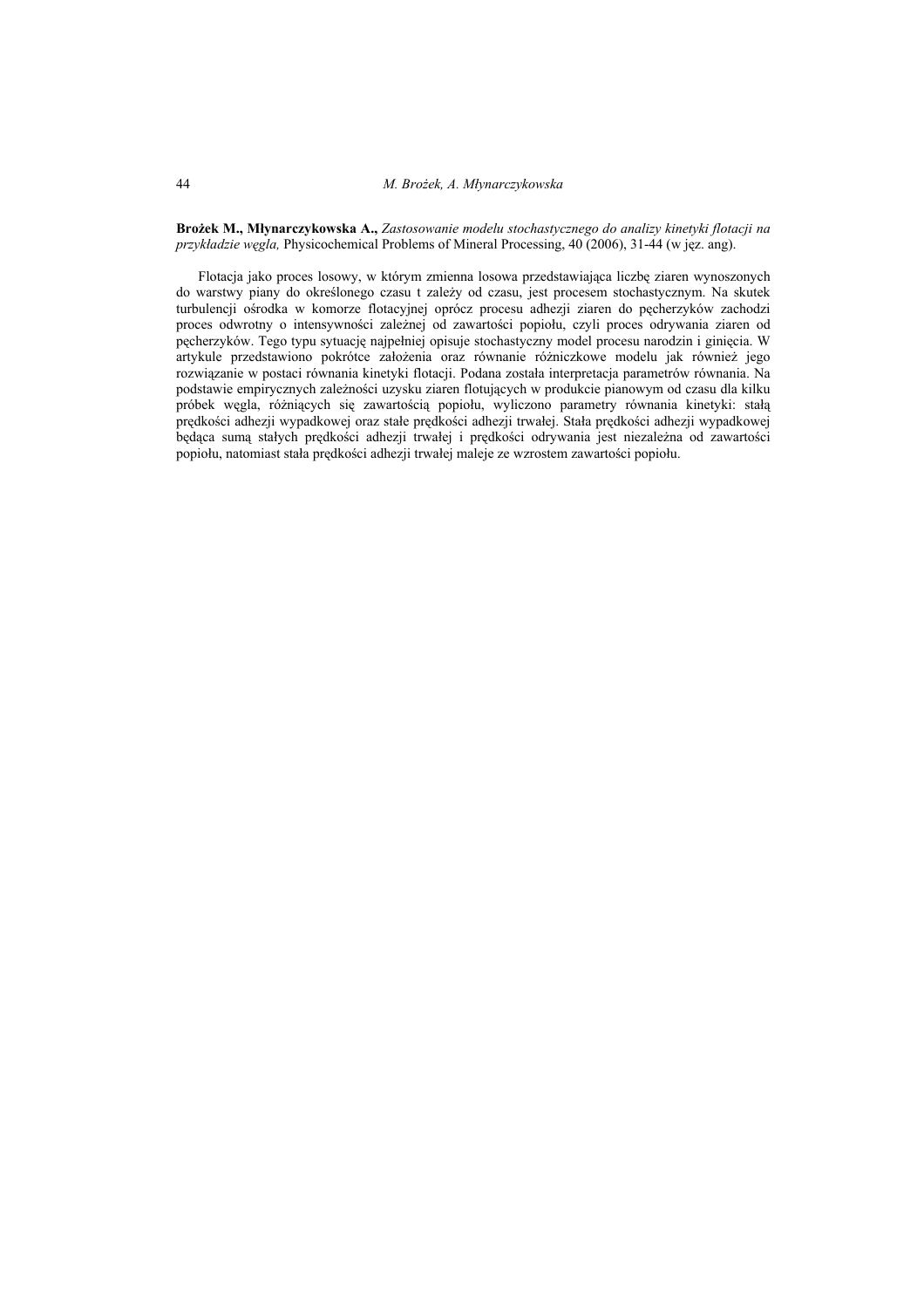**Brożek M., Młynarczykowska A.,** *Zastosowanie modelu stochastycznego do analizy kinetyki flotacji na przykładzie węgla,* Physicochemical Problems of Mineral Processing, 40 (2006), 31-44 (w jęz. ang).

Flotacja jako proces losowy, w którym zmienna losowa przedstawiająca liczbę ziaren wynoszonych do warstwy piany do określonego czasu t zależy od czasu, jest procesem stochastycznym. Na skutek turbulencji ośrodka w komorze flotacyjnej oprócz procesu adhezji ziaren do pęcherzyków zachodzi proces odwrotny o intensywności zależnej od zawartości popiołu, czyli proces odrywania ziaren od pęcherzyków. Tego typu sytuację najpełniej opisuje stochastyczny model procesu narodzin i ginięcia. W artykule przedstawiono pokrótce założenia oraz równanie różniczkowe modelu jak również jego rozwiązanie w postaci równania kinetyki flotacji. Podana została interpretacja parametrów równania. Na podstawie empirycznych zależności uzysku ziaren flotujących w produkcie pianowym od czasu dla kilku próbek węgla, różniących się zawartością popiołu, wyliczono parametry równania kinetyki: stałą prędkości adhezji wypadkowej oraz stałe prędkości adhezji trwałej. Stała prędkości adhezji wypadkowej będąca sumą stałych prędkości adhezji trwałej i prędkości odrywania jest niezależna od zawartości popiołu, natomiast stała prędkości adhezji trwałej maleje ze wzrostem zawartości popiołu.